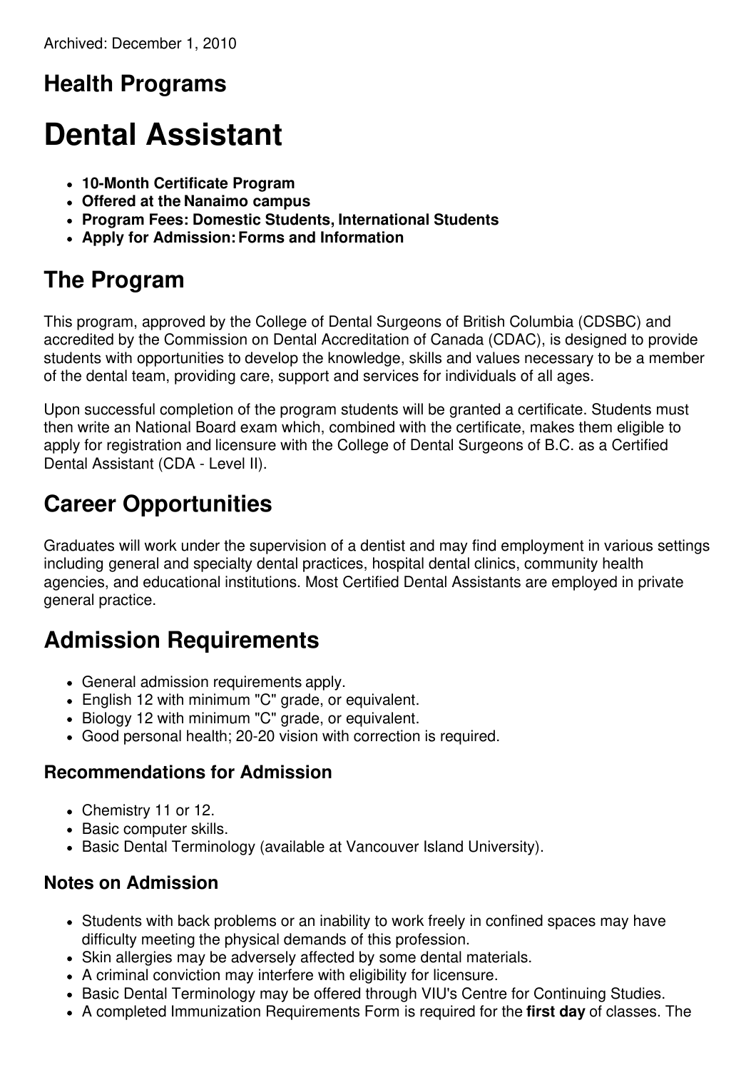Archived: December 1, 2010

## Health Programs

# Dental Assistant

- **10-Month Certificate Program**
- **Offered at the Nanaimo campus**
- **Program Fees: Domestic Students, International Students**
- **Apply for Admission: Forms and Information**

## The Program

This program, approved by the College of Dental Surgeons of British Columbia (CDSBC) and accredited by the Commission on Dental Accreditation of Canada (CDAC), is designed to provide students with opportunities to develop the knowledge, skills and values necessary to be a member of the dental team, providing care, support and services for individuals of all ages.

Upon successful completion of the program students will be granted a certificate. Students must then write an National Board exam which, combined with the certificate, makes them eligible to apply for registration and licensure with the College of Dental Surgeons of B.C. as a Certified Dental Assistant (CDA - Level II).

## Career Opportunities

Graduates will work under the supervision of a dentist and may find employment in various settings including general and specialty dental practices, hospital dental clinics, community health agencies, and educational institutions. Most Certified Dental Assistants are employed in private general practice.

## Admission Requirements

- General admission requirements apply.
- English 12 with minimum "C" grade, or equivalent.
- Biology 12 with minimum "C" grade, or equivalent.
- Good personal health; 20-20 vision with correction is required.

### Recommendations for Admission

- Chemistry 11 or 12.
- Basic computer skills.
- Basic Dental Terminology (available at Vancouver Island University).

### Notes on Admission

- Students with back problems or an inability to work freely in confined spaces may have difficulty meeting the physical demands of this profession.
- Skin allergies may be adversely affected by some dental materials.
- A criminal conviction may interfere with eligibility for licensure.
- Basic Dental Terminology may be offered through VIU's Centre for Continuing Studies.
- A completed Immunization Requirements Form is required for the **first day** of classes. The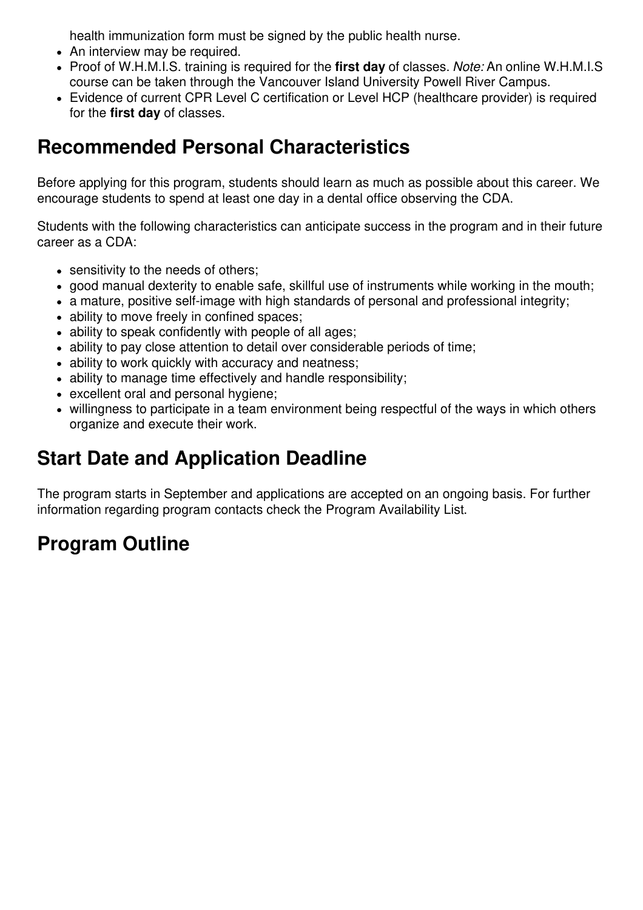health immunization form must be signed by the public health nurse.

- An interview may be required.
- Proof of W.H.M.I.S. training is required for the **first day** of classes. *Note:* An online W.H.M.I.S course can be taken through the Vancouver Island University Powell River Campus.
- Evidence of current CPR Level C certification or Level HCP (healthcare provider) is required for the **first day** of classes.

## Recommended Personal Characteristics

Before applying for this program, students should learn as much as possible about this career. We encourage students to spend at least one day in a dental office observing the CDA.

Students with the following characteristics can anticipate success in the program and in their future career as a CDA:

- sensitivity to the needs of others;
- good manual dexterity to enable safe, skillful use of instruments while working in the mouth;
- a mature, positive self-image with high standards of personal and professional integrity;
- ability to move freely in confined spaces;
- ability to speak confidently with people of all ages;
- ability to pay close attention to detail over considerable periods of time;
- ability to work quickly with accuracy and neatness;
- ability to manage time effectively and handle responsibility;
- excellent oral and personal hygiene;
- willingness to participate in a team environment being respectful of the ways in which others organize and execute their work.

## Start Date and Application Deadline

The program starts in September and applications are accepted on an ongoing basis. For further information regarding program contacts check the Program Availability List.

## Program Outline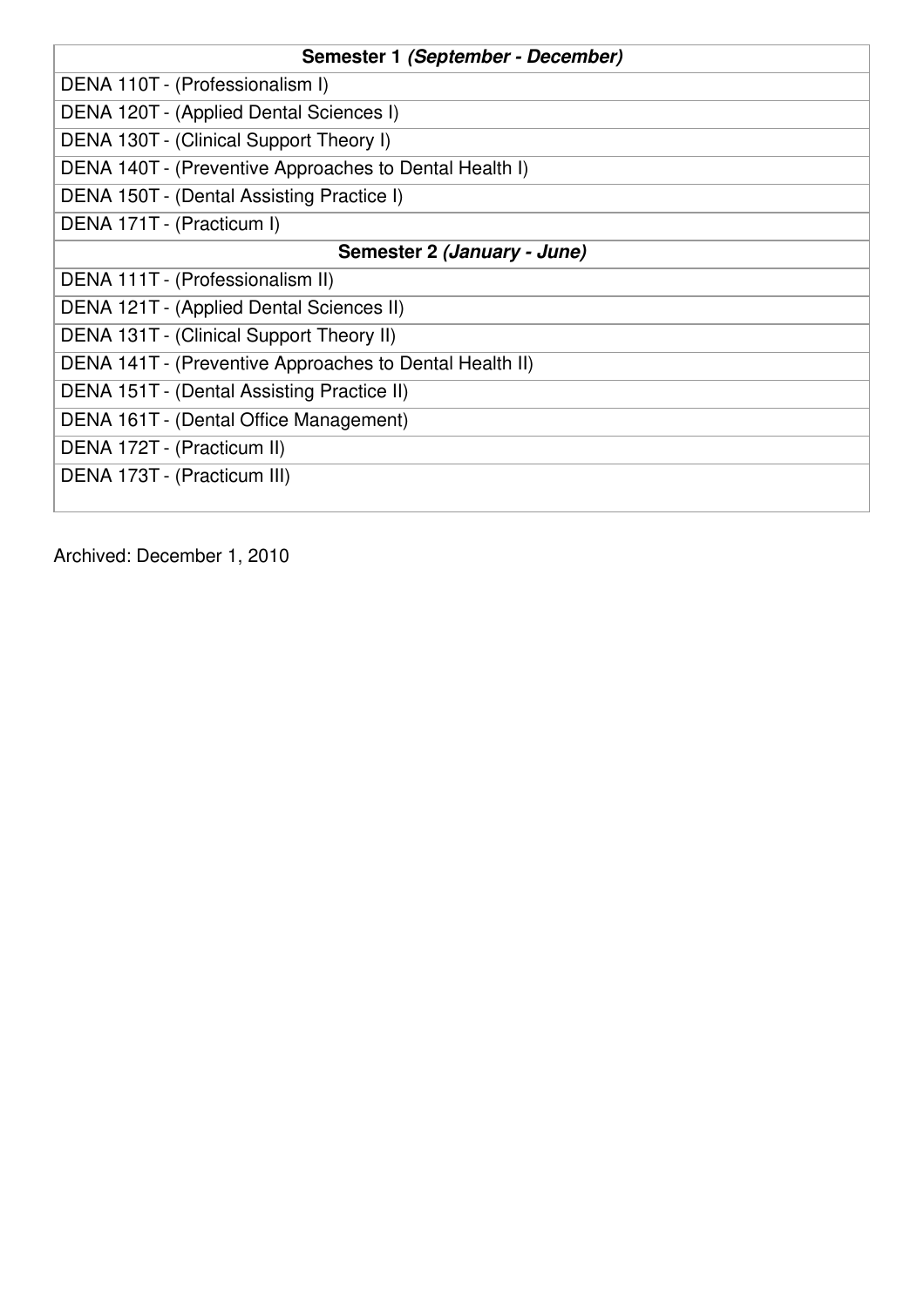| Semester 1 *(September - December)* |
|---|
| DENA 110T - (Professionalism I) |
| DENA 120T - (Applied Dental Sciences I) |
| DENA 130T - (Clinical Support Theory I) |
| DENA 140T - (Preventive Approaches to Dental Health I) |
| DENA 150T - (Dental Assisting Practice I) |
| DENA 171T - (Practicum I) |
| **Semester 2** *(January - June)* |
| DENA 111T - (Professionalism II) |
| DENA 121T - (Applied Dental Sciences II) |
| DENA 131T - (Clinical Support Theory II) |
| DENA 141T - (Preventive Approaches to Dental Health II) |
| DENA 151T - (Dental Assisting Practice II) |
| DENA 161T - (Dental Office Management) |
| DENA 172T - (Practicum II) |
| DENA 173T - (Practicum III) |

Archived: December 1, 2010